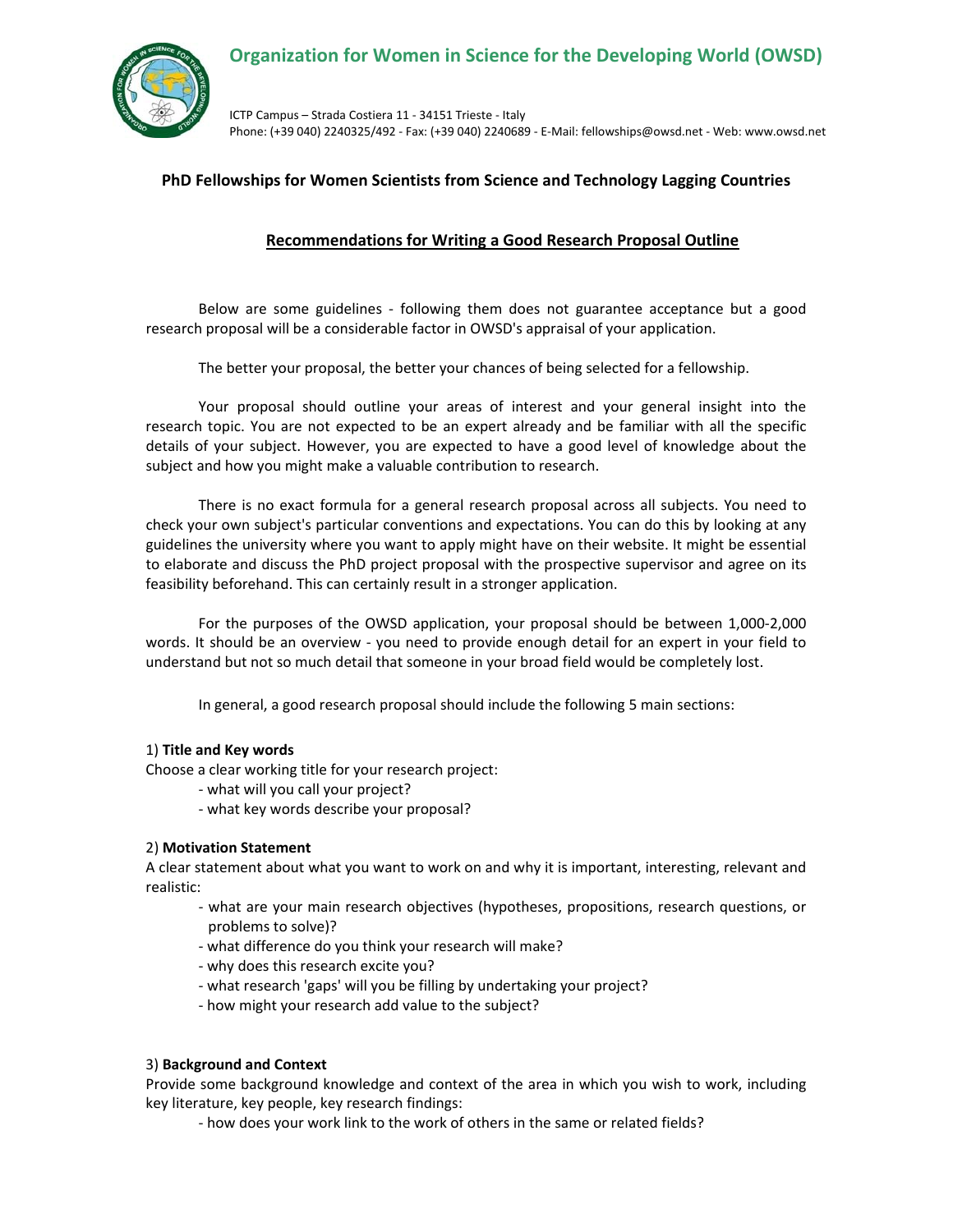# Organization for Women in Science for the Developing World (OWSD)

ICTP Campus – Strada Costiera 11 - 34151 Trieste - Italy
Phone: (+39 040) 2240325/492 - Fax: (+39 040) 2240689 - E-Mail: fellowships@owsd.net - Web: www.owsd.net

## PhD Fellowships for Women Scientists from Science and Technology Lagging Countries

### Recommendations for Writing a Good Research Proposal Outline

Below are some guidelines - following them does not guarantee acceptance but a good research proposal will be a considerable factor in OWSD's appraisal of your application.

The better your proposal, the better your chances of being selected for a fellowship.

Your proposal should outline your areas of interest and your general insight into the research topic. You are not expected to be an expert already and be familiar with all the specific details of your subject. However, you are expected to have a good level of knowledge about the subject and how you might make a valuable contribution to research.

There is no exact formula for a general research proposal across all subjects. You need to check your own subject's particular conventions and expectations. You can do this by looking at any guidelines the university where you want to apply might have on their website. It might be essential to elaborate and discuss the PhD project proposal with the prospective supervisor and agree on its feasibility beforehand. This can certainly result in a stronger application.

For the purposes of the OWSD application, your proposal should be between 1,000-2,000 words. It should be an overview - you need to provide enough detail for an expert in your field to understand but not so much detail that someone in your broad field would be completely lost.

In general, a good research proposal should include the following 5 main sections:

1) **Title and Key words**
Choose a clear working title for your research project:
- what will you call your project?
- what key words describe your proposal?

2) **Motivation Statement**
A clear statement about what you want to work on and why it is important, interesting, relevant and realistic:
- what are your main research objectives (hypotheses, propositions, research questions, or problems to solve)?
- what difference do you think your research will make?
- why does this research excite you?
- what research 'gaps' will you be filling by undertaking your project?
- how might your research add value to the subject?

3) **Background and Context**
Provide some background knowledge and context of the area in which you wish to work, including key literature, key people, key research findings:
- how does your work link to the work of others in the same or related fields?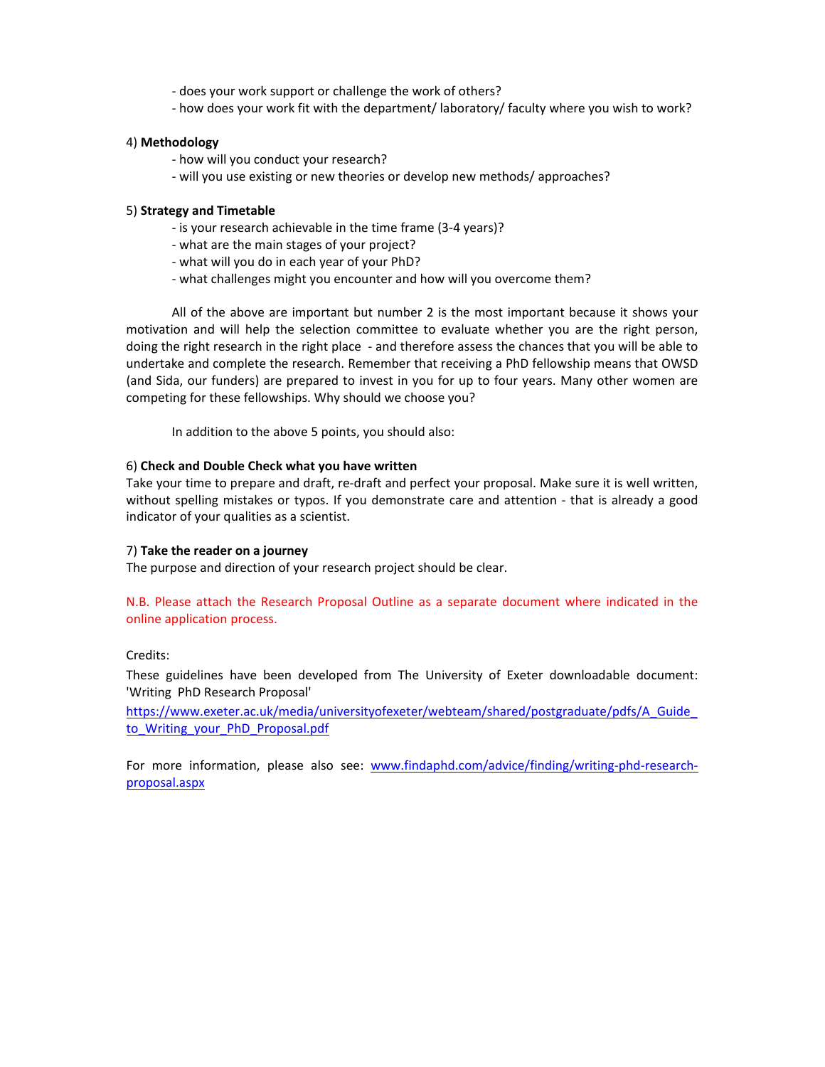- does your work support or challenge the work of others?
- how does your work fit with the department/ laboratory/ faculty where you wish to work?

4) **Methodology**

- how will you conduct your research?
- will you use existing or new theories or develop new methods/ approaches?

5) **Strategy and Timetable**

- is your research achievable in the time frame (3-4 years)?
- what are the main stages of your project?
- what will you do in each year of your PhD?
- what challenges might you encounter and how will you overcome them?

All of the above are important but number 2 is the most important because it shows your motivation and will help the selection committee to evaluate whether you are the right person, doing the right research in the right place - and therefore assess the chances that you will be able to undertake and complete the research. Remember that receiving a PhD fellowship means that OWSD (and Sida, our funders) are prepared to invest in you for up to four years. Many other women are competing for these fellowships. Why should we choose you?

In addition to the above 5 points, you should also:

6) **Check and Double Check what you have written**

Take your time to prepare and draft, re-draft and perfect your proposal. Make sure it is well written, without spelling mistakes or typos. If you demonstrate care and attention - that is already a good indicator of your qualities as a scientist.

7) **Take the reader on a journey**

The purpose and direction of your research project should be clear.

N.B. Please attach the Research Proposal Outline as a separate document where indicated in the online application process.

Credits:

These guidelines have been developed from The University of Exeter downloadable document: 'Writing PhD Research Proposal'

[https://www.exeter.ac.uk/media/universityofexeter/webteam/shared/postgraduate/pdfs/A_Guide_to_Writing_your_PhD_Proposal.pdf](https://www.exeter.ac.uk/media/universityofexeter/webteam/shared/postgraduate/pdfs/A_Guide_to_Writing_your_PhD_Proposal.pdf)

For more information, please also see: [www.findaphd.com/advice/finding/writing-phd-research-proposal.aspx](http://www.findaphd.com/advice/finding/writing-phd-research-proposal.aspx)